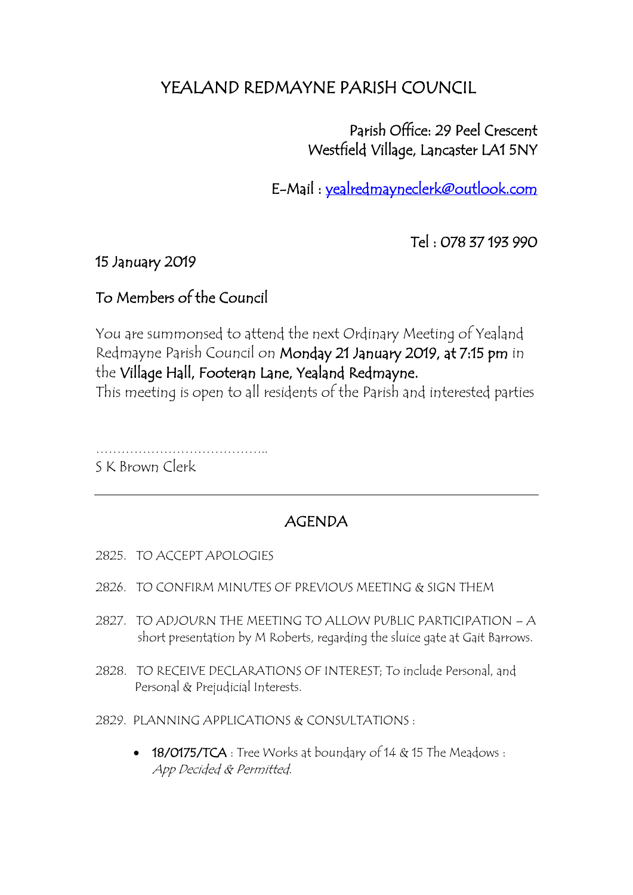# YEALAND REDMAYNE PARISH COUNCIL

Parish Office: 29 Peel Crescent
Westfield Village, Lancaster LA1 5NY

E-Mail : yealredmayneclerk@outlook.com

Tel : 078 37 193 990

15 January 2019

To Members of the Council

You are summonsed to attend the next Ordinary Meeting of Yealand Redmayne Parish Council on **Monday 21 January 2019, at 7:15 pm** in the **Village Hall, Footeran Lane, Yealand Redmayne.**
This meeting is open to all residents of the Parish and interested parties

…………………………………..
S K Brown Clerk

---

## AGENDA

2825. TO ACCEPT APOLOGIES

2826. TO CONFIRM MINUTES OF PREVIOUS MEETING & SIGN THEM

2827. TO ADJOURN THE MEETING TO ALLOW PUBLIC PARTICIPATION – A short presentation by M Roberts, regarding the sluice gate at Gait Barrows.

2828. TO RECEIVE DECLARATIONS OF INTEREST; To include Personal, and Personal & Prejudicial Interests.

2829. PLANNING APPLICATIONS & CONSULTATIONS :

- **18/0175/TCA** : Tree Works at boundary of 14 & 15 The Meadows : *App Decided & Permitted.*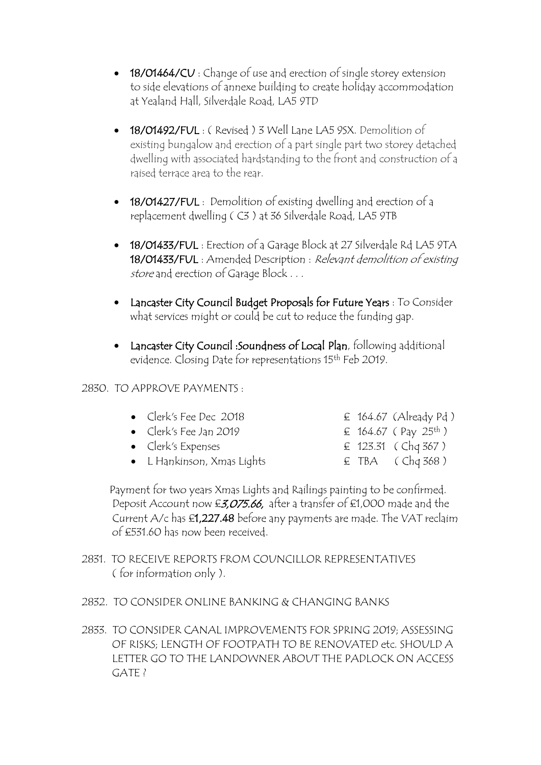- **18/01464/CU** : Change of use and erection of single storey extension to side elevations of annexe building to create holiday accommodation at Yealand Hall, Silverdale Road, LA5 9TD

- **18/01492/FUL** : ( Revised ) 3 Well Lane LA5 9SX. Demolition of existing bungalow and erection of a part single part two storey detached dwelling with associated hardstanding to the front and construction of a raised terrace area to the rear.

- **18/01427/FUL** : Demolition of existing dwelling and erection of a replacement dwelling ( C3 ) at 36 Silverdale Road, LA5 9TB

- **18/01433/FUL** : Erection of a Garage Block at 27 Silverdale Rd LA5 9TA
  **18/01433/FUL** : Amended Description : *Relevant demolition of existing store* and erection of Garage Block . . .

- **Lancaster City Council Budget Proposals for Future Years** : To Consider what services might or could be cut to reduce the funding gap.

- **Lancaster City Council :Soundness of Local Plan**, following additional evidence. Closing Date for representations 15th Feb 2019.

2830. TO APPROVE PAYMENTS :

| | |
|---|---|
| • Clerk's Fee Dec 2018 | £ 164.67 (Already Pd ) |
| • Clerk's Fee Jan 2019 | £ 164.67 ( Pay 25th ) |
| • Clerk's Expenses | £ 123.31 ( Chq 367 ) |
| • L Hankinson, Xmas Lights | £ TBA ( Chq 368 ) |

Payment for two years Xmas Lights and Railings painting to be confirmed. Deposit Account now ***£3,075.66,*** after a transfer of £1,000 made and the Current A/c has **£1,227.48** before any payments are made. The VAT reclaim of £531.60 has now been received.

2831. TO RECEIVE REPORTS FROM COUNCILLOR REPRESENTATIVES ( for information only ).

2832. TO CONSIDER ONLINE BANKING & CHANGING BANKS

2833. TO CONSIDER CANAL IMPROVEMENTS FOR SPRING 2019; ASSESSING OF RISKS; LENGTH OF FOOTPATH TO BE RENOVATED etc. SHOULD A LETTER GO TO THE LANDOWNER ABOUT THE PADLOCK ON ACCESS GATE ?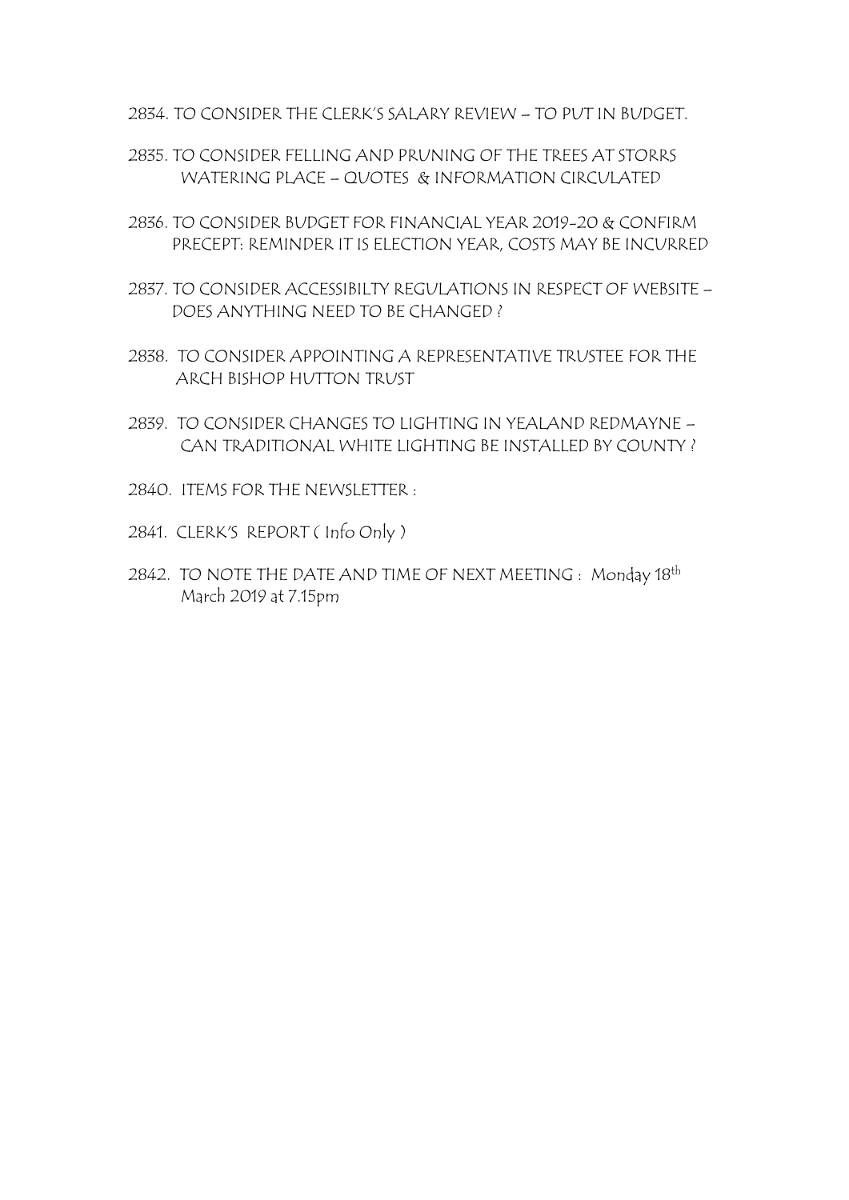2834. TO CONSIDER THE CLERK'S SALARY REVIEW – TO PUT IN BUDGET.

2835. TO CONSIDER FELLING AND PRUNING OF THE TREES AT STORRS WATERING PLACE – QUOTES & INFORMATION CIRCULATED

2836. TO CONSIDER BUDGET FOR FINANCIAL YEAR 2019-20 & CONFIRM PRECEPT: REMINDER IT IS ELECTION YEAR, COSTS MAY BE INCURRED

2837. TO CONSIDER ACCESSIBILTY REGULATIONS IN RESPECT OF WEBSITE – DOES ANYTHING NEED TO BE CHANGED ?

2838. TO CONSIDER APPOINTING A REPRESENTATIVE TRUSTEE FOR THE ARCH BISHOP HUTTON TRUST

2839. TO CONSIDER CHANGES TO LIGHTING IN YEALAND REDMAYNE – CAN TRADITIONAL WHITE LIGHTING BE INSTALLED BY COUNTY ?

2840. ITEMS FOR THE NEWSLETTER :

2841. CLERK'S REPORT ( Info Only )

2842. TO NOTE THE DATE AND TIME OF NEXT MEETING : Monday 18th March 2019 at 7.15pm